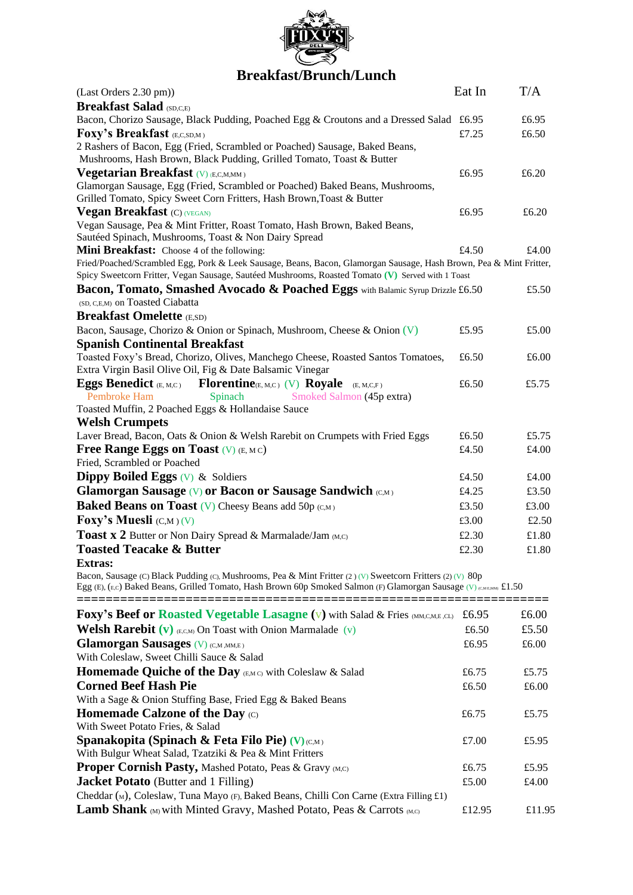# Breakfast/Brunch/Lunch

| (Last Orders 2.30 pm)) | Eat In | T/A |
|---|---|---|
| **Breakfast Salad** (SD,C,E) | | |
| Bacon, Chorizo Sausage, Black Pudding, Poached Egg & Croutons and a Dressed Salad | £6.95 | £6.95 |
| **Foxy's Breakfast** (E,C,SD,M) | £7.25 | £6.50 |
| 2 Rashers of Bacon, Egg (Fried, Scrambled or Poached) Sausage, Baked Beans, Mushrooms, Hash Brown, Black Pudding, Grilled Tomato, Toast & Butter | | |
| **Vegetarian Breakfast** (V) (E,C,M,MM) | £6.95 | £6.20 |
| Glamorgan Sausage, Egg (Fried, Scrambled or Poached) Baked Beans, Mushrooms, Grilled Tomato, Spicy Sweet Corn Fritters, Hash Brown, Toast & Butter | | |
| **Vegan Breakfast** (C) (VEGAN) | £6.95 | £6.20 |
| Vegan Sausage, Pea & Mint Fritter, Roast Tomato, Hash Brown, Baked Beans, Sautéed Spinach, Mushrooms, Toast & Non Dairy Spread | | |
| **Mini Breakfast:** Choose 4 of the following: | £4.50 | £4.00 |
| Fried/Poached/Scrambled Egg, Pork & Leek Sausage, Beans, Bacon, Glamorgan Sausage, Hash Brown, Pea & Mint Fritter, Spicy Sweetcorn Fritter, Vegan Sausage, Sautéed Mushrooms, Roasted Tomato (V) Served with 1 Toast | | |
| **Bacon, Tomato, Smashed Avocado & Poached Eggs** with Balamic Syrup Drizzle (SD, C,E,M) on Toasted Ciabatta | £6.50 | £5.50 |
| **Breakfast Omelette** (E,SD) | | |
| Bacon, Sausage, Chorizo & Onion or Spinach, Mushroom, Cheese & Onion (V) | £5.95 | £5.00 |
| **Spanish Continental Breakfast** | | |
| Toasted Foxy's Bread, Chorizo, Olives, Manchego Cheese, Roasted Santos Tomatoes, Extra Virgin Basil Olive Oil, Fig & Date Balsamic Vinegar | £6.50 | £6.00 |
| **Eggs Benedict** (E, M,C) Pembroke Ham / **Florentine** (E, M,C) (V) Spinach / **Royale** (E, M,C,F) Smoked Salmon (45p extra) | £6.50 | £5.75 |
| Toasted Muffin, 2 Poached Eggs & Hollandaise Sauce | | |
| **Welsh Crumpets** | | |
| Laver Bread, Bacon, Oats & Onion & Welsh Rarebit on Crumpets with Fried Eggs | £6.50 | £5.75 |
| **Free Range Eggs on Toast** (V) (E, M C) | £4.50 | £4.00 |
| Fried, Scrambled or Poached | | |
| **Dippy Boiled Eggs** (V) & Soldiers | £4.50 | £4.00 |
| **Glamorgan Sausage** (V) **or Bacon or Sausage Sandwich** (C,M) | £4.25 | £3.50 |
| **Baked Beans on Toast** (V) Cheesy Beans add 50p (C,M) | £3.50 | £3.00 |
| **Foxy's Muesli** (C,M) (V) | £3.00 | £2.50 |
| **Toast x 2** Butter or Non Dairy Spread & Marmalade/Jam (M,C) | £2.30 | £1.80 |
| **Toasted Teacake & Butter** | £2.30 | £1.80 |

**Extras:**

Bacon, Sausage (C) Black Pudding (C), Mushrooms, Pea & Mint Fritter (2) (V) Sweetcorn Fritters (2) (V) 80p
Egg (E), (E,C) Baked Beans, Grilled Tomato, Hash Brown 60p Smoked Salmon (F) Glamorgan Sausage (V) (C,M,E,MM) £1.50

=================================================================

| | Eat In | T/A |
|---|---|---|
| **Foxy's Beef or Roasted Vegetable Lasagne (V)** with Salad & Fries (MM,C,M,E ,CL) | £6.95 | £6.00 |
| **Welsh Rarebit (V)** (E,C,M) On Toast with Onion Marmalade (V) | £6.50 | £5.50 |
| **Glamorgan Sausages** (V) (C,M ,MM,E) With Coleslaw, Sweet Chilli Sauce & Salad | £6.95 | £6.00 |
| **Homemade Quiche of the Day** (E,M C) with Coleslaw & Salad | £6.75 | £5.75 |
| **Corned Beef Hash Pie** With a Sage & Onion Stuffing Base, Fried Egg & Baked Beans | £6.50 | £6.00 |
| **Homemade Calzone of the Day** (C) With Sweet Potato Fries, & Salad | £6.75 | £5.75 |
| **Spanakopita (Spinach & Feta Filo Pie) (V)** (C,M) With Bulgur Wheat Salad, Tzatziki & Pea & Mint Fritters | £7.00 | £5.95 |
| **Proper Cornish Pasty,** Mashed Potato, Peas & Gravy (M,C) | £6.75 | £5.95 |
| **Jacket Potato** (Butter and 1 Filling) | £5.00 | £4.00 |
| Cheddar (M), Coleslaw, Tuna Mayo (F), Baked Beans, Chilli Con Carne (Extra Filling £1) | | |
| **Lamb Shank** (M) with Minted Gravy, Mashed Potato, Peas & Carrots (M,C) | £12.95 | £11.95 |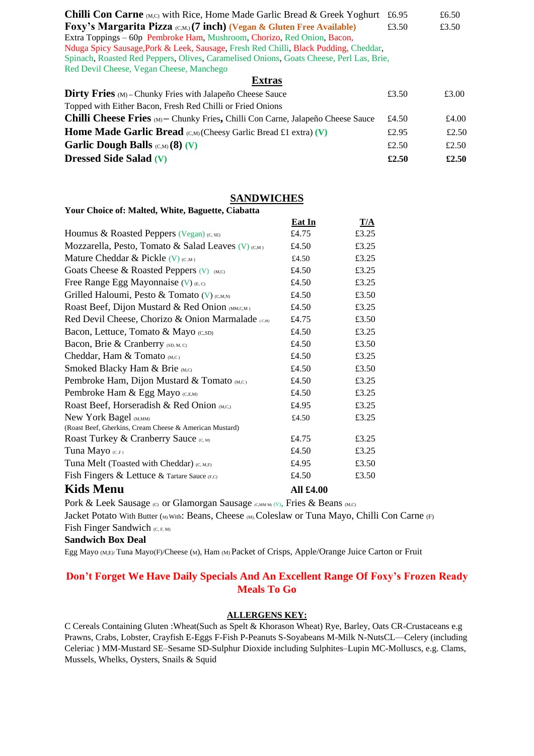| | | |
|---|---|---|
| **Chilli Con Carne** (M,C) with Rice, Home Made Garlic Bread & Greek Yoghurt | £6.95 | £6.50 |
| **Foxy's Margarita Pizza** (C,M,) **(7 inch)** **(Vegan & Gluten Free Available)** | £3.50 | £3.50 |

Extra Toppings – 60p Pembroke Ham, Mushroom, Chorizo, Red Onion, Bacon, Nduga Spicy Sausage, Pork & Leek, Sausage, Fresh Red Chilli, Black Pudding, Cheddar, Spinach, Roasted Red Peppers, Olives, Caramelised Onions, Goats Cheese, Perl Las, Brie, Red Devil Cheese, Vegan Cheese, Manchego

## Extras

| | | |
|---|---|---|
| **Dirty Fries** (M) – Chunky Fries with Jalapeño Cheese Sauce<br>Topped with Either Bacon, Fresh Red Chilli or Fried Onions | £3.50 | £3.00 |
| **Chilli Cheese Fries** (M) – Chunky Fries, Chilli Con Carne, Jalapeño Cheese Sauce | £4.50 | £4.00 |
| **Home Made Garlic Bread** (C,M) (Cheesy Garlic Bread £1 extra) **(V)** | £2.95 | £2.50 |
| **Garlic Dough Balls** (C,M) **(8)** **(V)** | £2.50 | £2.50 |
| **Dressed Side Salad** **(V)** | **£2.50** | **£2.50** |

## SANDWICHES

**Your Choice of: Malted, White, Baguette, Ciabatta**

| | **Eat In** | **T/A** |
|---|---|---|
| Houmus & Roasted Peppers (Vegan) (C, SE) | £4.75 | £3.25 |
| Mozzarella, Pesto, Tomato & Salad Leaves (V) (C,M) | £4.50 | £3.25 |
| Mature Cheddar & Pickle (V) (C,M) | £4.50 | £3.25 |
| Goats Cheese & Roasted Peppers (V) (M,C) | £4.50 | £3.25 |
| Free Range Egg Mayonnaise (V) (E, C) | £4.50 | £3.25 |
| Grilled Haloumi, Pesto & Tomato (V) (C,M,N) | £4.50 | £3.50 |
| Roast Beef, Dijon Mustard & Red Onion (MM,C,M) | £4.50 | £3.25 |
| Red Devil Cheese, Chorizo & Onion Marmalade (C,M) | £4.75 | £3.50 |
| Bacon, Lettuce, Tomato & Mayo (C,SD) | £4.50 | £3.25 |
| Bacon, Brie & Cranberry (SD, M, C) | £4.50 | £3.50 |
| Cheddar, Ham & Tomato (M,C) | £4.50 | £3.25 |
| Smoked Blacky Ham & Brie (M,C) | £4.50 | £3.50 |
| Pembroke Ham, Dijon Mustard & Tomato (M,C) | £4.50 | £3.25 |
| Pembroke Ham & Egg Mayo (C,E,M) | £4.50 | £3.25 |
| Roast Beef, Horseradish & Red Onion (M,C,) | £4.95 | £3.25 |
| New York Bagel (M,MM)<br>(Roast Beef, Gherkins, Cream Cheese & American Mustard) | £4.50 | £3.25 |
| Roast Turkey & Cranberry Sauce (C, M) | £4.75 | £3.25 |
| Tuna Mayo (C,F) | £4.50 | £3.25 |
| Tuna Melt (Toasted with Cheddar) (C, M,F) | £4.95 | £3.50 |
| Fish Fingers & Lettuce & Tartare Sauce (F,C) | £4.50 | £3.50 |

## Kids Menu — All £4.00

Pork & Leek Sausage (C) or Glamorgan Sausage (C,MM M) (V), Fries & Beans (M,C)

Jacket Potato With Butter (M) With: Beans, Cheese (M), Coleslaw or Tuna Mayo, Chilli Con Carne (F)

Fish Finger Sandwich (C, F, M)

**Sandwich Box Deal**

Egg Mayo (M,E)/ Tuna Mayo(F)/Cheese (M), Ham (M) Packet of Crisps, Apple/Orange Juice Carton or Fruit

**Don't Forget We Have Daily Specials And An Excellent Range Of Foxy's Frozen Ready Meals To Go**

### ALLERGENS KEY:

C Cereals Containing Gluten :Wheat(Such as Spelt & Khorason Wheat) Rye, Barley, Oats CR-Crustaceans e.g Prawns, Crabs, Lobster, Crayfish E-Eggs F-Fish P-Peanuts S-Soyabeans M-Milk N-NutsCL—Celery (including Celeriac ) MM-Mustard SE–Sesame SD-Sulphur Dioxide including Sulphites–Lupin MC-Molluscs, e.g. Clams, Mussels, Whelks, Oysters, Snails & Squid